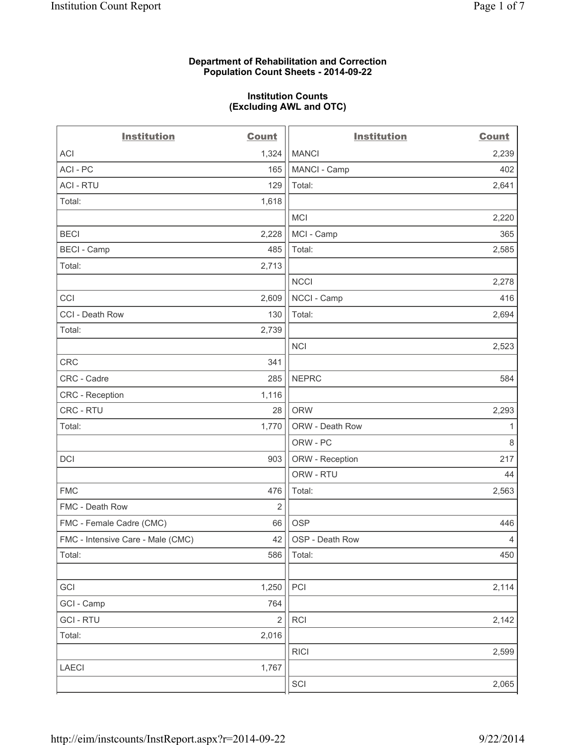**Department of Rehabilitation and Correction**
**Population Count Sheets - 2014-09-22**

**Institution Counts**
**(Excluding AWL and OTC)**

| Institution | Count | Institution | Count |
|---|---|---|---|
| ACI | 1,324 | MANCI | 2,239 |
| ACI - PC | 165 | MANCI - Camp | 402 |
| ACI - RTU | 129 | Total: | 2,641 |
| Total: | 1,618 | | |
| | | MCI | 2,220 |
| BECI | 2,228 | MCI - Camp | 365 |
| BECI - Camp | 485 | Total: | 2,585 |
| Total: | 2,713 | | |
| | | NCCI | 2,278 |
| CCI | 2,609 | NCCI - Camp | 416 |
| CCI - Death Row | 130 | Total: | 2,694 |
| Total: | 2,739 | | |
| | | NCI | 2,523 |
| CRC | 341 | | |
| CRC - Cadre | 285 | NEPRC | 584 |
| CRC - Reception | 1,116 | | |
| CRC - RTU | 28 | ORW | 2,293 |
| Total: | 1,770 | ORW - Death Row | 1 |
| | | ORW - PC | 8 |
| DCI | 903 | ORW - Reception | 217 |
| | | ORW - RTU | 44 |
| FMC | 476 | Total: | 2,563 |
| FMC - Death Row | 2 | | |
| FMC - Female Cadre (CMC) | 66 | OSP | 446 |
| FMC - Intensive Care - Male (CMC) | 42 | OSP - Death Row | 4 |
| Total: | 586 | Total: | 450 |
| | | | |
| GCI | 1,250 | PCI | 2,114 |
| GCI - Camp | 764 | | |
| GCI - RTU | 2 | RCI | 2,142 |
| Total: | 2,016 | | |
| | | RICI | 2,599 |
| LAECI | 1,767 | | |
| | | SCI | 2,065 |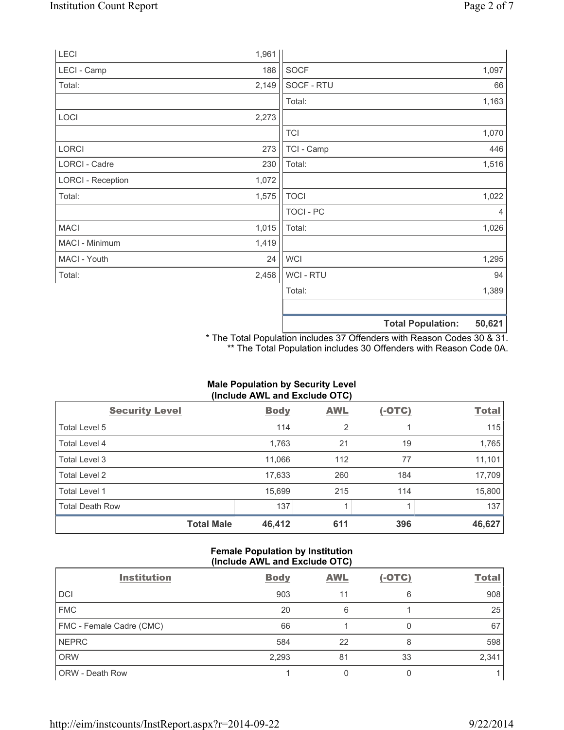| | |
|---|---|
| LECI | 1,961 |
| LECI - Camp | 188 |
| Total: | 2,149 |
| | |
| LOCI | 2,273 |
| | |
| LORCI | 273 |
| LORCI - Cadre | 230 |
| LORCI - Reception | 1,072 |
| Total: | 1,575 |
| | |
| MACI | 1,015 |
| MACI - Minimum | 1,419 |
| MACI - Youth | 24 |
| Total: | 2,458 |

| | |
|---|---|
| SOCF | 1,097 |
| SOCF - RTU | 66 |
| Total: | 1,163 |
| | |
| TCI | 1,070 |
| TCI - Camp | 446 |
| Total: | 1,516 |
| | |
| TOCI | 1,022 |
| TOCI - PC | 4 |
| Total: | 1,026 |
| | |
| WCI | 1,295 |
| WCI - RTU | 94 |
| Total: | 1,389 |
| | |
| **Total Population:** | **50,621** |

\* The Total Population includes 37 Offenders with Reason Codes 30 & 31.
\*\* The Total Population includes 30 Offenders with Reason Code 0A.

**Male Population by Security Level (Include AWL and Exclude OTC)**

| Security Level | Body | AWL | (-OTC) | Total |
|---|---|---|---|---|
| Total Level 5 | 114 | 2 | 1 | 115 |
| Total Level 4 | 1,763 | 21 | 19 | 1,765 |
| Total Level 3 | 11,066 | 112 | 77 | 11,101 |
| Total Level 2 | 17,633 | 260 | 184 | 17,709 |
| Total Level 1 | 15,699 | 215 | 114 | 15,800 |
| Total Death Row | 137 | 1 | 1 | 137 |
| **Total Male** | **46,412** | **611** | **396** | **46,627** |

**Female Population by Institution (Include AWL and Exclude OTC)**

| Institution | Body | AWL | (-OTC) | Total |
|---|---|---|---|---|
| DCI | 903 | 11 | 6 | 908 |
| FMC | 20 | 6 | 1 | 25 |
| FMC - Female Cadre (CMC) | 66 | 1 | 0 | 67 |
| NEPRC | 584 | 22 | 8 | 598 |
| ORW | 2,293 | 81 | 33 | 2,341 |
| ORW - Death Row | 1 | 0 | 0 | 1 |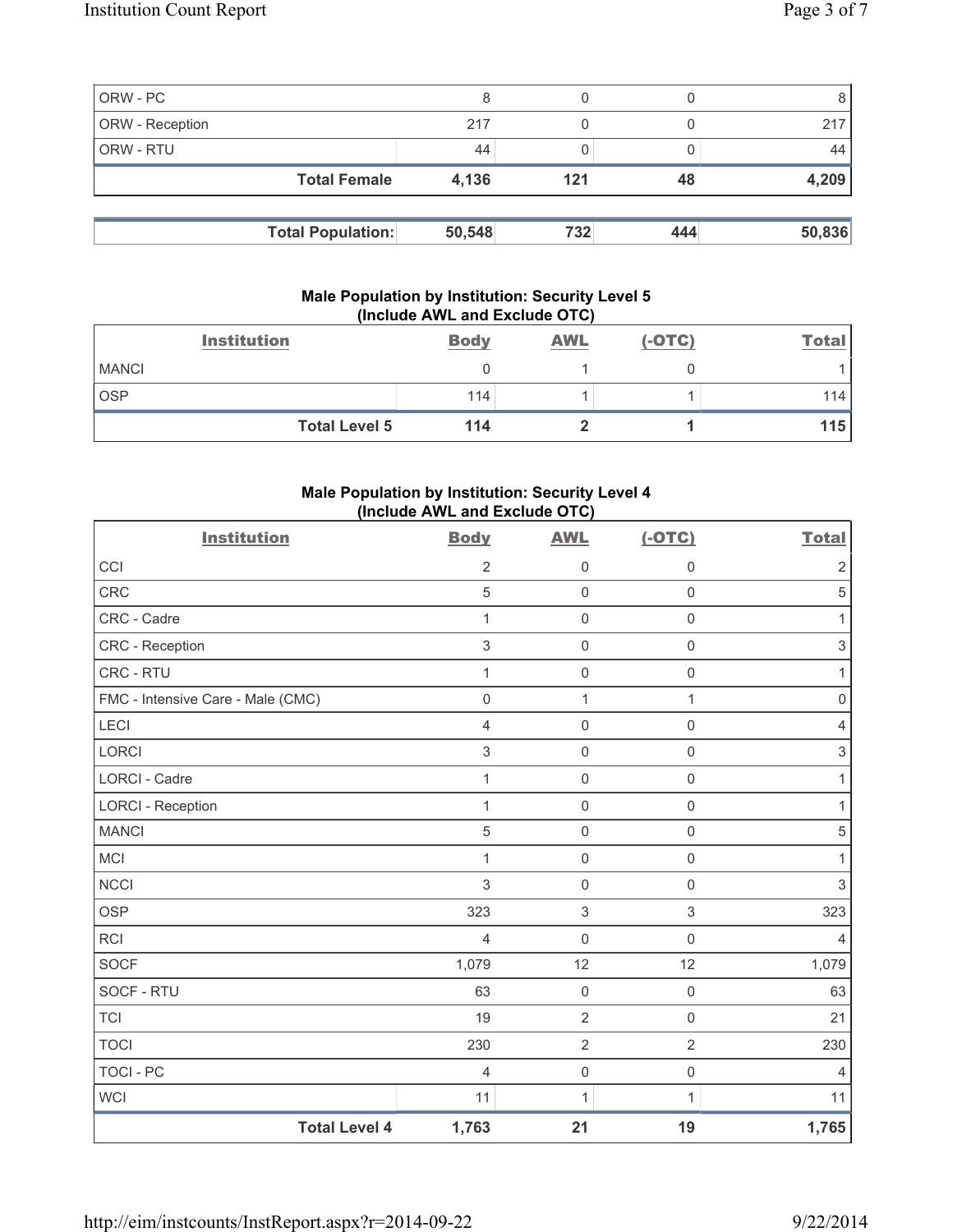| | | | | |
|---|---|---|---|---|
| ORW - PC | 8 | 0 | 0 | 8 |
| ORW - Reception | 217 | 0 | 0 | 217 |
| ORW - RTU | 44 | 0 | 0 | 44 |
| **Total Female** | **4,136** | **121** | **48** | **4,209** |

| | | | | |
|---|---|---|---|---|
| **Total Population:** | **50,548** | **732** | **444** | **50,836** |

### Male Population by Institution: Security Level 5 (Include AWL and Exclude OTC)

| Institution | Body | AWL | (-OTC) | Total |
|---|---|---|---|---|
| MANCI | 0 | 1 | 0 | 1 |
| OSP | 114 | 1 | 1 | 114 |
| **Total Level 5** | **114** | **2** | **1** | **115** |

### Male Population by Institution: Security Level 4 (Include AWL and Exclude OTC)

| Institution | Body | AWL | (-OTC) | Total |
|---|---|---|---|---|
| CCI | 2 | 0 | 0 | 2 |
| CRC | 5 | 0 | 0 | 5 |
| CRC - Cadre | 1 | 0 | 0 | 1 |
| CRC - Reception | 3 | 0 | 0 | 3 |
| CRC - RTU | 1 | 0 | 0 | 1 |
| FMC - Intensive Care - Male (CMC) | 0 | 1 | 1 | 0 |
| LECI | 4 | 0 | 0 | 4 |
| LORCI | 3 | 0 | 0 | 3 |
| LORCI - Cadre | 1 | 0 | 0 | 1 |
| LORCI - Reception | 1 | 0 | 0 | 1 |
| MANCI | 5 | 0 | 0 | 5 |
| MCI | 1 | 0 | 0 | 1 |
| NCCI | 3 | 0 | 0 | 3 |
| OSP | 323 | 3 | 3 | 323 |
| RCI | 4 | 0 | 0 | 4 |
| SOCF | 1,079 | 12 | 12 | 1,079 |
| SOCF - RTU | 63 | 0 | 0 | 63 |
| TCI | 19 | 2 | 0 | 21 |
| TOCI | 230 | 2 | 2 | 230 |
| TOCI - PC | 4 | 0 | 0 | 4 |
| WCI | 11 | 1 | 1 | 11 |
| **Total Level 4** | **1,763** | **21** | **19** | **1,765** |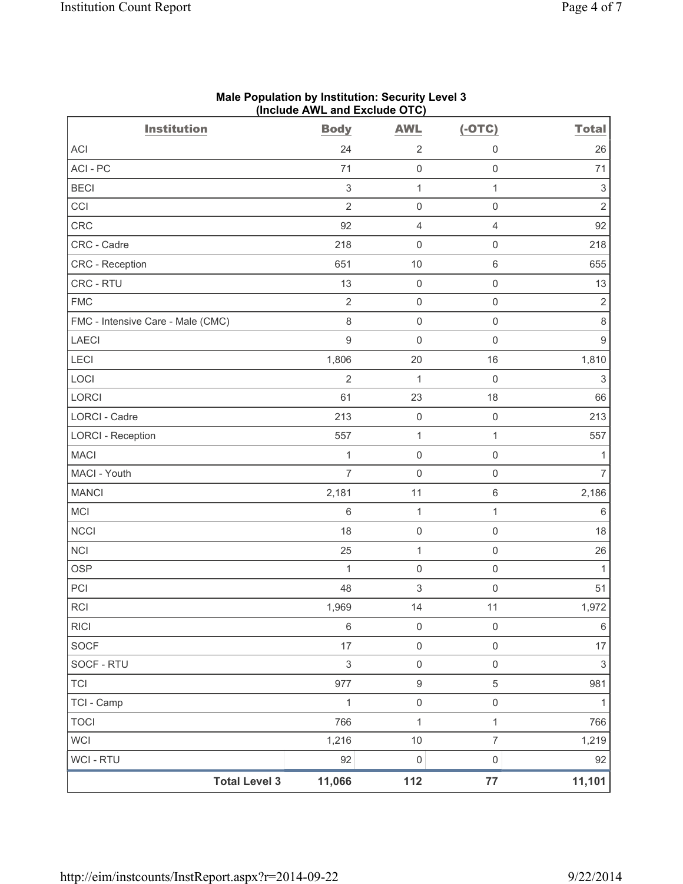**Male Population by Institution: Security Level 3 (Include AWL and Exclude OTC)**

| Institution | Body | AWL | (-OTC) | Total |
|---|---|---|---|---|
| ACI | 24 | 2 | 0 | 26 |
| ACI - PC | 71 | 0 | 0 | 71 |
| BECI | 3 | 1 | 1 | 3 |
| CCI | 2 | 0 | 0 | 2 |
| CRC | 92 | 4 | 4 | 92 |
| CRC - Cadre | 218 | 0 | 0 | 218 |
| CRC - Reception | 651 | 10 | 6 | 655 |
| CRC - RTU | 13 | 0 | 0 | 13 |
| FMC | 2 | 0 | 0 | 2 |
| FMC - Intensive Care - Male (CMC) | 8 | 0 | 0 | 8 |
| LAECI | 9 | 0 | 0 | 9 |
| LECI | 1,806 | 20 | 16 | 1,810 |
| LOCI | 2 | 1 | 0 | 3 |
| LORCI | 61 | 23 | 18 | 66 |
| LORCI - Cadre | 213 | 0 | 0 | 213 |
| LORCI - Reception | 557 | 1 | 1 | 557 |
| MACI | 1 | 0 | 0 | 1 |
| MACI - Youth | 7 | 0 | 0 | 7 |
| MANCI | 2,181 | 11 | 6 | 2,186 |
| MCI | 6 | 1 | 1 | 6 |
| NCCI | 18 | 0 | 0 | 18 |
| NCI | 25 | 1 | 0 | 26 |
| OSP | 1 | 0 | 0 | 1 |
| PCI | 48 | 3 | 0 | 51 |
| RCI | 1,969 | 14 | 11 | 1,972 |
| RICI | 6 | 0 | 0 | 6 |
| SOCF | 17 | 0 | 0 | 17 |
| SOCF - RTU | 3 | 0 | 0 | 3 |
| TCI | 977 | 9 | 5 | 981 |
| TCI - Camp | 1 | 0 | 0 | 1 |
| TOCI | 766 | 1 | 1 | 766 |
| WCI | 1,216 | 10 | 7 | 1,219 |
| WCI - RTU | 92 | 0 | 0 | 92 |
| **Total Level 3** | **11,066** | **112** | **77** | **11,101** |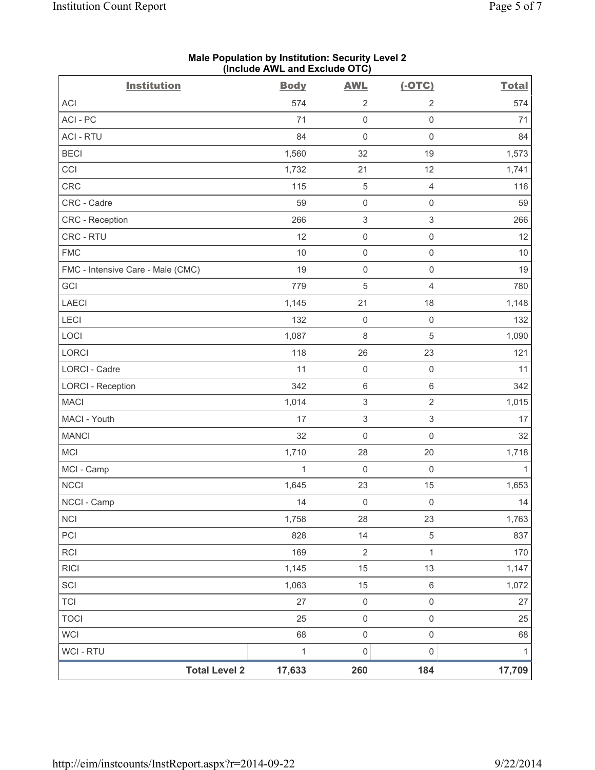**Male Population by Institution: Security Level 2**
**(Include AWL and Exclude OTC)**

| Institution | Body | AWL | (-OTC) | Total |
|---|---|---|---|---|
| ACI | 574 | 2 | 2 | 574 |
| ACI - PC | 71 | 0 | 0 | 71 |
| ACI - RTU | 84 | 0 | 0 | 84 |
| BECI | 1,560 | 32 | 19 | 1,573 |
| CCI | 1,732 | 21 | 12 | 1,741 |
| CRC | 115 | 5 | 4 | 116 |
| CRC - Cadre | 59 | 0 | 0 | 59 |
| CRC - Reception | 266 | 3 | 3 | 266 |
| CRC - RTU | 12 | 0 | 0 | 12 |
| FMC | 10 | 0 | 0 | 10 |
| FMC - Intensive Care - Male (CMC) | 19 | 0 | 0 | 19 |
| GCI | 779 | 5 | 4 | 780 |
| LAECI | 1,145 | 21 | 18 | 1,148 |
| LECI | 132 | 0 | 0 | 132 |
| LOCI | 1,087 | 8 | 5 | 1,090 |
| LORCI | 118 | 26 | 23 | 121 |
| LORCI - Cadre | 11 | 0 | 0 | 11 |
| LORCI - Reception | 342 | 6 | 6 | 342 |
| MACI | 1,014 | 3 | 2 | 1,015 |
| MACI - Youth | 17 | 3 | 3 | 17 |
| MANCI | 32 | 0 | 0 | 32 |
| MCI | 1,710 | 28 | 20 | 1,718 |
| MCI - Camp | 1 | 0 | 0 | 1 |
| NCCI | 1,645 | 23 | 15 | 1,653 |
| NCCI - Camp | 14 | 0 | 0 | 14 |
| NCI | 1,758 | 28 | 23 | 1,763 |
| PCI | 828 | 14 | 5 | 837 |
| RCI | 169 | 2 | 1 | 170 |
| RICI | 1,145 | 15 | 13 | 1,147 |
| SCI | 1,063 | 15 | 6 | 1,072 |
| TCI | 27 | 0 | 0 | 27 |
| TOCI | 25 | 0 | 0 | 25 |
| WCI | 68 | 0 | 0 | 68 |
| WCI - RTU | 1 | 0 | 0 | 1 |
| **Total Level 2** | **17,633** | **260** | **184** | **17,709** |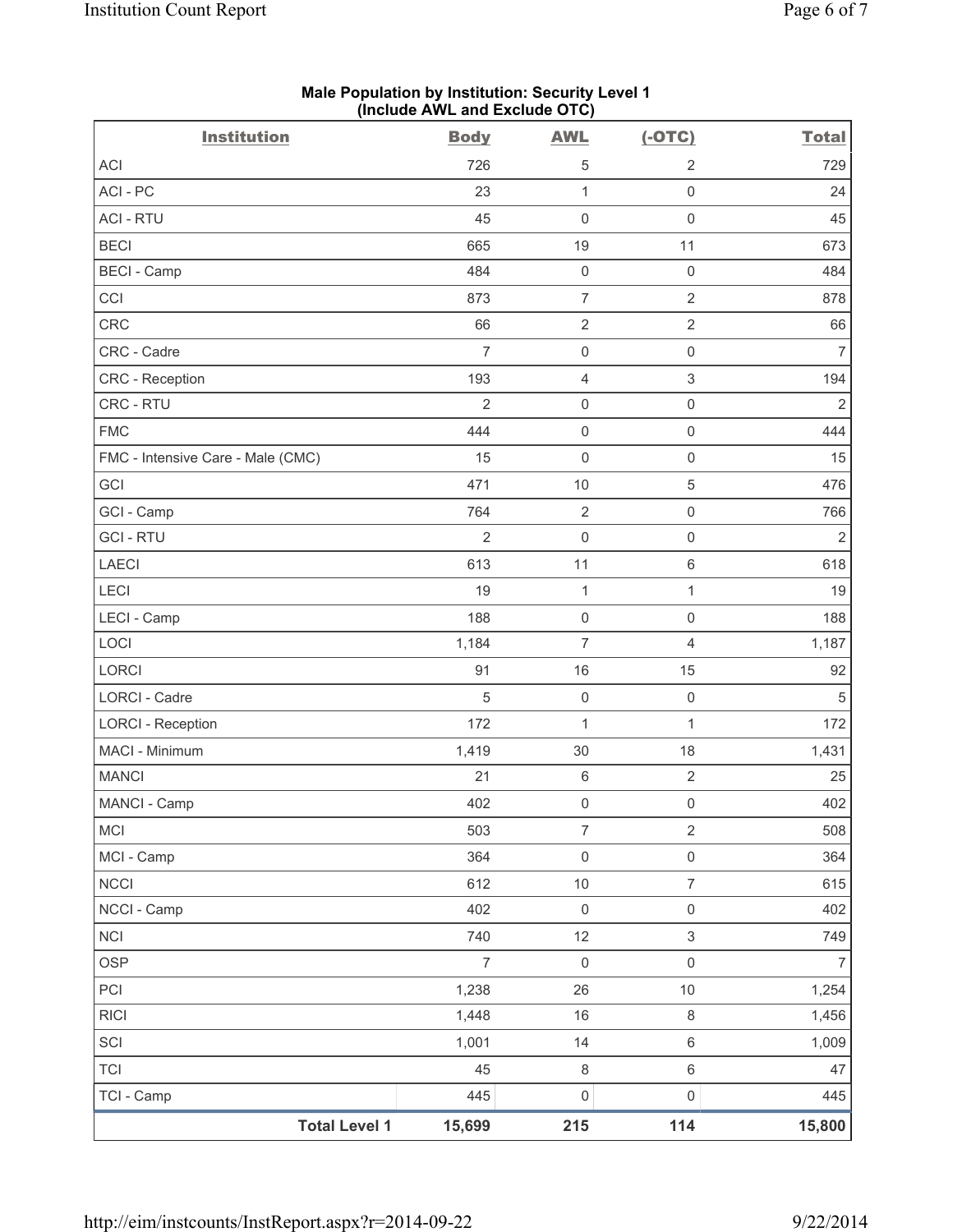## Male Population by Institution: Security Level 1
### (Include AWL and Exclude OTC)

| Institution | Body | AWL | (-OTC) | Total |
|---|---|---|---|---|
| ACI | 726 | 5 | 2 | 729 |
| ACI - PC | 23 | 1 | 0 | 24 |
| ACI - RTU | 45 | 0 | 0 | 45 |
| BECI | 665 | 19 | 11 | 673 |
| BECI - Camp | 484 | 0 | 0 | 484 |
| CCI | 873 | 7 | 2 | 878 |
| CRC | 66 | 2 | 2 | 66 |
| CRC - Cadre | 7 | 0 | 0 | 7 |
| CRC - Reception | 193 | 4 | 3 | 194 |
| CRC - RTU | 2 | 0 | 0 | 2 |
| FMC | 444 | 0 | 0 | 444 |
| FMC - Intensive Care - Male (CMC) | 15 | 0 | 0 | 15 |
| GCI | 471 | 10 | 5 | 476 |
| GCI - Camp | 764 | 2 | 0 | 766 |
| GCI - RTU | 2 | 0 | 0 | 2 |
| LAECI | 613 | 11 | 6 | 618 |
| LECI | 19 | 1 | 1 | 19 |
| LECI - Camp | 188 | 0 | 0 | 188 |
| LOCI | 1,184 | 7 | 4 | 1,187 |
| LORCI | 91 | 16 | 15 | 92 |
| LORCI - Cadre | 5 | 0 | 0 | 5 |
| LORCI - Reception | 172 | 1 | 1 | 172 |
| MACI - Minimum | 1,419 | 30 | 18 | 1,431 |
| MANCI | 21 | 6 | 2 | 25 |
| MANCI - Camp | 402 | 0 | 0 | 402 |
| MCI | 503 | 7 | 2 | 508 |
| MCI - Camp | 364 | 0 | 0 | 364 |
| NCCI | 612 | 10 | 7 | 615 |
| NCCI - Camp | 402 | 0 | 0 | 402 |
| NCI | 740 | 12 | 3 | 749 |
| OSP | 7 | 0 | 0 | 7 |
| PCI | 1,238 | 26 | 10 | 1,254 |
| RICI | 1,448 | 16 | 8 | 1,456 |
| SCI | 1,001 | 14 | 6 | 1,009 |
| TCI | 45 | 8 | 6 | 47 |
| TCI - Camp | 445 | 0 | 0 | 445 |
| **Total Level 1** | **15,699** | **215** | **114** | **15,800** |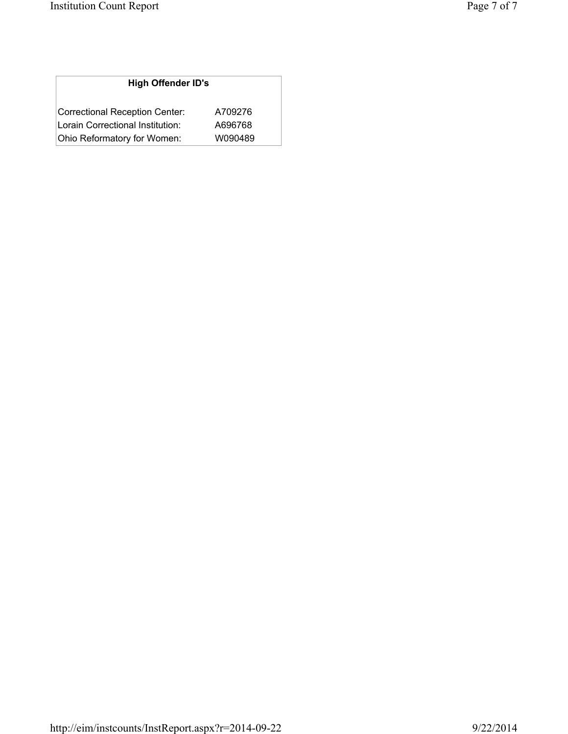| High Offender ID's | |
|---|---|
| Correctional Reception Center: | A709276 |
| Lorain Correctional Institution: | A696768 |
| Ohio Reformatory for Women: | W090489 |